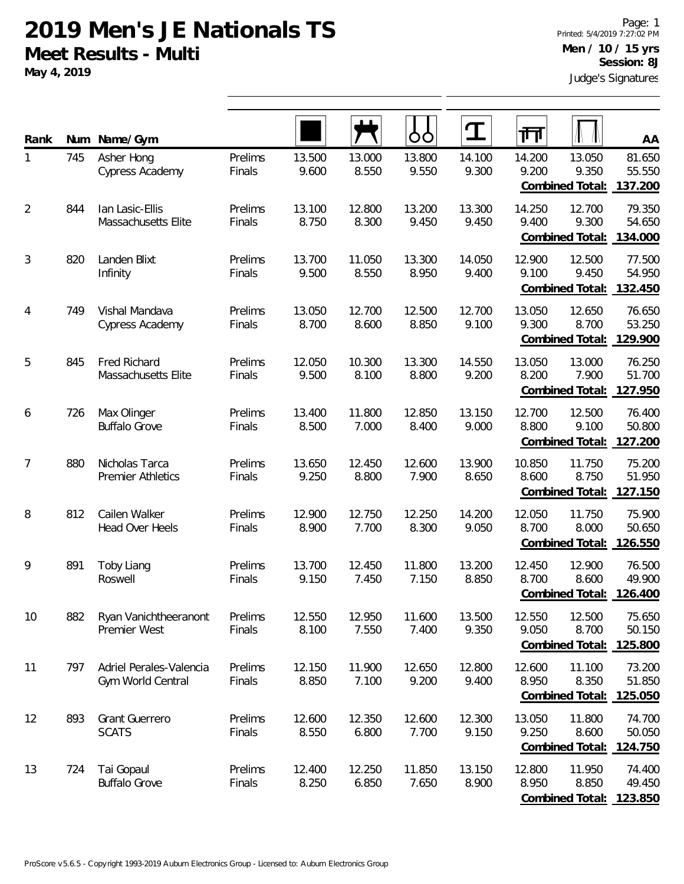# 2019 Men's JE Nationals TS

## Meet Results - Multi

**May 4, 2019**

Printed: 5/4/2019 7:27:02 PM

**Men / 10 / 15 yrs**

**Session: 8J**

Judge's Signatures

| Rank | Num | Name/Gym | | Floor | Pommel Horse | Rings | Vault | Parallel Bars | High Bar | AA |
|---|---|---|---|---|---|---|---|---|---|---|
| 1 | 745 | Asher Hong<br>Cypress Academy | Prelims<br>Finals | 13.500<br>9.600 | 13.000<br>8.550 | 13.800<br>9.550 | 14.100<br>9.300 | 14.200<br>9.200 | 13.050<br>9.350 | 81.650<br>55.550 |
| | | | | | | | | | **Combined Total:** | **137.200** |
| 2 | 844 | Ian Lasic-Ellis<br>Massachusetts Elite | Prelims<br>Finals | 13.100<br>8.750 | 12.800<br>8.300 | 13.200<br>9.450 | 13.300<br>9.450 | 14.250<br>9.400 | 12.700<br>9.300 | 79.350<br>54.650 |
| | | | | | | | | | **Combined Total:** | **134.000** |
| 3 | 820 | Landen Blixt<br>Infinity | Prelims<br>Finals | 13.700<br>9.500 | 11.050<br>8.550 | 13.300<br>8.950 | 14.050<br>9.400 | 12.900<br>9.100 | 12.500<br>9.450 | 77.500<br>54.950 |
| | | | | | | | | | **Combined Total:** | **132.450** |
| 4 | 749 | Vishal Mandava<br>Cypress Academy | Prelims<br>Finals | 13.050<br>8.700 | 12.700<br>8.600 | 12.500<br>8.850 | 12.700<br>9.100 | 13.050<br>9.300 | 12.650<br>8.700 | 76.650<br>53.250 |
| | | | | | | | | | **Combined Total:** | **129.900** |
| 5 | 845 | Fred Richard<br>Massachusetts Elite | Prelims<br>Finals | 12.050<br>9.500 | 10.300<br>8.100 | 13.300<br>8.800 | 14.550<br>9.200 | 13.050<br>8.200 | 13.000<br>7.900 | 76.250<br>51.700 |
| | | | | | | | | | **Combined Total:** | **127.950** |
| 6 | 726 | Max Olinger<br>Buffalo Grove | Prelims<br>Finals | 13.400<br>8.500 | 11.800<br>7.000 | 12.850<br>8.400 | 13.150<br>9.000 | 12.700<br>8.800 | 12.500<br>9.100 | 76.400<br>50.800 |
| | | | | | | | | | **Combined Total:** | **127.200** |
| 7 | 880 | Nicholas Tarca<br>Premier Athletics | Prelims<br>Finals | 13.650<br>9.250 | 12.450<br>8.800 | 12.600<br>7.900 | 13.900<br>8.650 | 10.850<br>8.600 | 11.750<br>8.750 | 75.200<br>51.950 |
| | | | | | | | | | **Combined Total:** | **127.150** |
| 8 | 812 | Cailen Walker<br>Head Over Heels | Prelims<br>Finals | 12.900<br>8.900 | 12.750<br>7.700 | 12.250<br>8.300 | 14.200<br>9.050 | 12.050<br>8.700 | 11.750<br>8.000 | 75.900<br>50.650 |
| | | | | | | | | | **Combined Total:** | **126.550** |
| 9 | 891 | Toby Liang<br>Roswell | Prelims<br>Finals | 13.700<br>9.150 | 12.450<br>7.450 | 11.800<br>7.150 | 13.200<br>8.850 | 12.450<br>8.700 | 12.900<br>8.600 | 76.500<br>49.900 |
| | | | | | | | | | **Combined Total:** | **126.400** |
| 10 | 882 | Ryan Vanichtheeranont<br>Premier West | Prelims<br>Finals | 12.550<br>8.100 | 12.950<br>7.550 | 11.600<br>7.400 | 13.500<br>9.350 | 12.550<br>9.050 | 12.500<br>8.700 | 75.650<br>50.150 |
| | | | | | | | | | **Combined Total:** | **125.800** |
| 11 | 797 | Adriel Perales-Valencia<br>Gym World Central | Prelims<br>Finals | 12.150<br>8.850 | 11.900<br>7.100 | 12.650<br>9.200 | 12.800<br>9.400 | 12.600<br>8.950 | 11.100<br>8.350 | 73.200<br>51.850 |
| | | | | | | | | | **Combined Total:** | **125.050** |
| 12 | 893 | Grant Guerrero<br>SCATS | Prelims<br>Finals | 12.600<br>8.550 | 12.350<br>6.800 | 12.600<br>7.700 | 12.300<br>9.150 | 13.050<br>9.250 | 11.800<br>8.600 | 74.700<br>50.050 |
| | | | | | | | | | **Combined Total:** | **124.750** |
| 13 | 724 | Tai Gopaul<br>Buffalo Grove | Prelims<br>Finals | 12.400<br>8.250 | 12.250<br>6.850 | 11.850<br>7.650 | 13.150<br>8.900 | 12.800<br>8.950 | 11.950<br>8.850 | 74.400<br>49.450 |
| | | | | | | | | | **Combined Total:** | **123.850** |

ProScore v5.6.5 - Copyright 1993-2019 Auburn Electronics Group - Licensed to: Auburn Electronics Group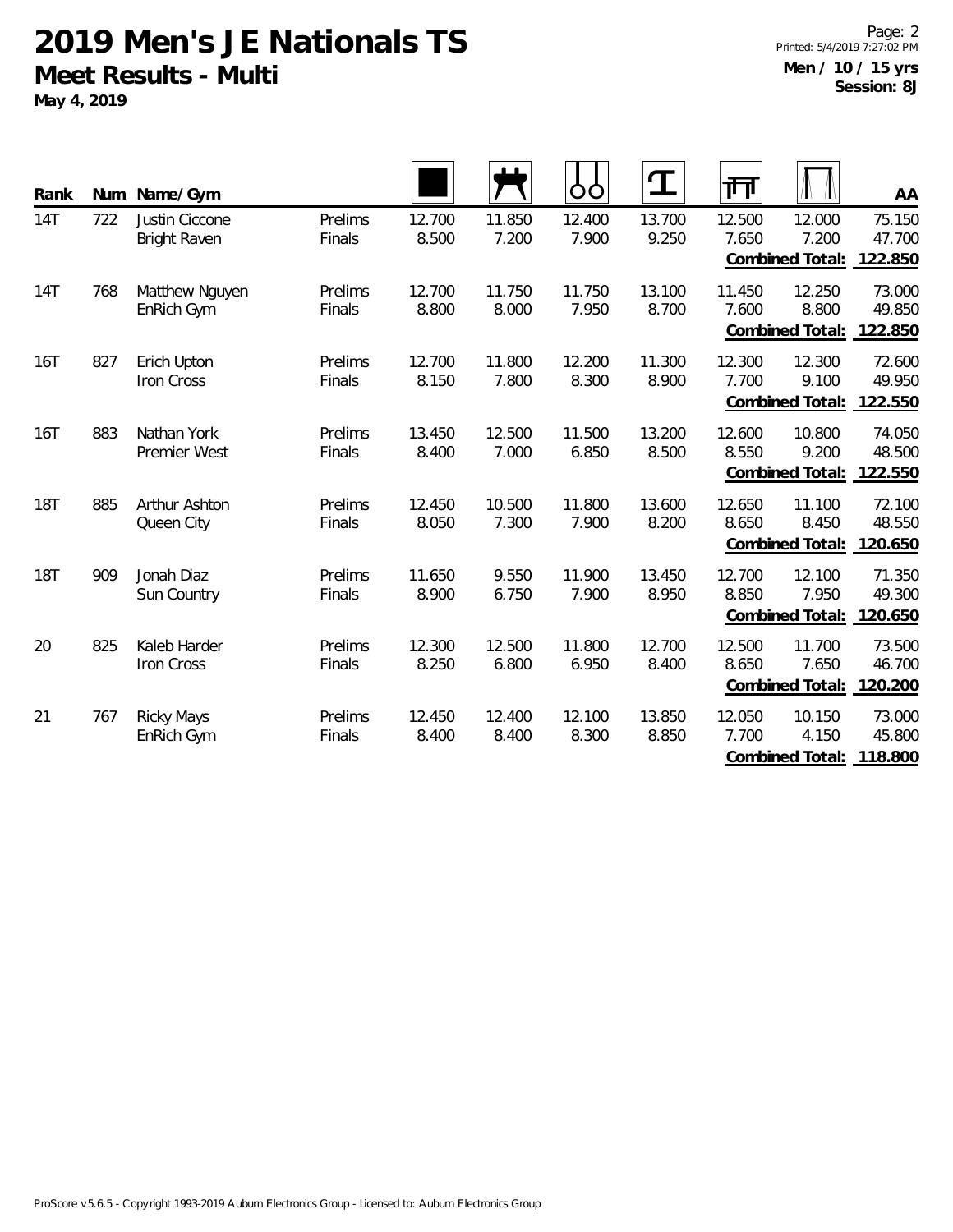# 2019 Men's JE Nationals TS

**Meet Results - Multi**

**May 4, 2019**

**Men / 10 / 15 yrs**
**Session: 8J**

| Rank | Num | Name/Gym | | Floor | Pommel Horse | Rings | Vault | Parallel Bars | High Bar | AA |
|---|---|---|---|---|---|---|---|---|---|---|
| 14T | 722 | Justin Ciccone | Prelims | 12.700 | 11.850 | 12.400 | 13.700 | 12.500 | 12.000 | 75.150 |
| | | Bright Raven | Finals | 8.500 | 7.200 | 7.900 | 9.250 | 7.650 | 7.200 | 47.700 |
| | | | | | | | | | **Combined Total:** | **122.850** |
| 14T | 768 | Matthew Nguyen | Prelims | 12.700 | 11.750 | 11.750 | 13.100 | 11.450 | 12.250 | 73.000 |
| | | EnRich Gym | Finals | 8.800 | 8.000 | 7.950 | 8.700 | 7.600 | 8.800 | 49.850 |
| | | | | | | | | | **Combined Total:** | **122.850** |
| 16T | 827 | Erich Upton | Prelims | 12.700 | 11.800 | 12.200 | 11.300 | 12.300 | 12.300 | 72.600 |
| | | Iron Cross | Finals | 8.150 | 7.800 | 8.300 | 8.900 | 7.700 | 9.100 | 49.950 |
| | | | | | | | | | **Combined Total:** | **122.550** |
| 16T | 883 | Nathan York | Prelims | 13.450 | 12.500 | 11.500 | 13.200 | 12.600 | 10.800 | 74.050 |
| | | Premier West | Finals | 8.400 | 7.000 | 6.850 | 8.500 | 8.550 | 9.200 | 48.500 |
| | | | | | | | | | **Combined Total:** | **122.550** |
| 18T | 885 | Arthur Ashton | Prelims | 12.450 | 10.500 | 11.800 | 13.600 | 12.650 | 11.100 | 72.100 |
| | | Queen City | Finals | 8.050 | 7.300 | 7.900 | 8.200 | 8.650 | 8.450 | 48.550 |
| | | | | | | | | | **Combined Total:** | **120.650** |
| 18T | 909 | Jonah Diaz | Prelims | 11.650 | 9.550 | 11.900 | 13.450 | 12.700 | 12.100 | 71.350 |
| | | Sun Country | Finals | 8.900 | 6.750 | 7.900 | 8.950 | 8.850 | 7.950 | 49.300 |
| | | | | | | | | | **Combined Total:** | **120.650** |
| 20 | 825 | Kaleb Harder | Prelims | 12.300 | 12.500 | 11.800 | 12.700 | 12.500 | 11.700 | 73.500 |
| | | Iron Cross | Finals | 8.250 | 6.800 | 6.950 | 8.400 | 8.650 | 7.650 | 46.700 |
| | | | | | | | | | **Combined Total:** | **120.200** |
| 21 | 767 | Ricky Mays | Prelims | 12.450 | 12.400 | 12.100 | 13.850 | 12.050 | 10.150 | 73.000 |
| | | EnRich Gym | Finals | 8.400 | 8.400 | 8.300 | 8.850 | 7.700 | 4.150 | 45.800 |
| | | | | | | | | | **Combined Total:** | **118.800** |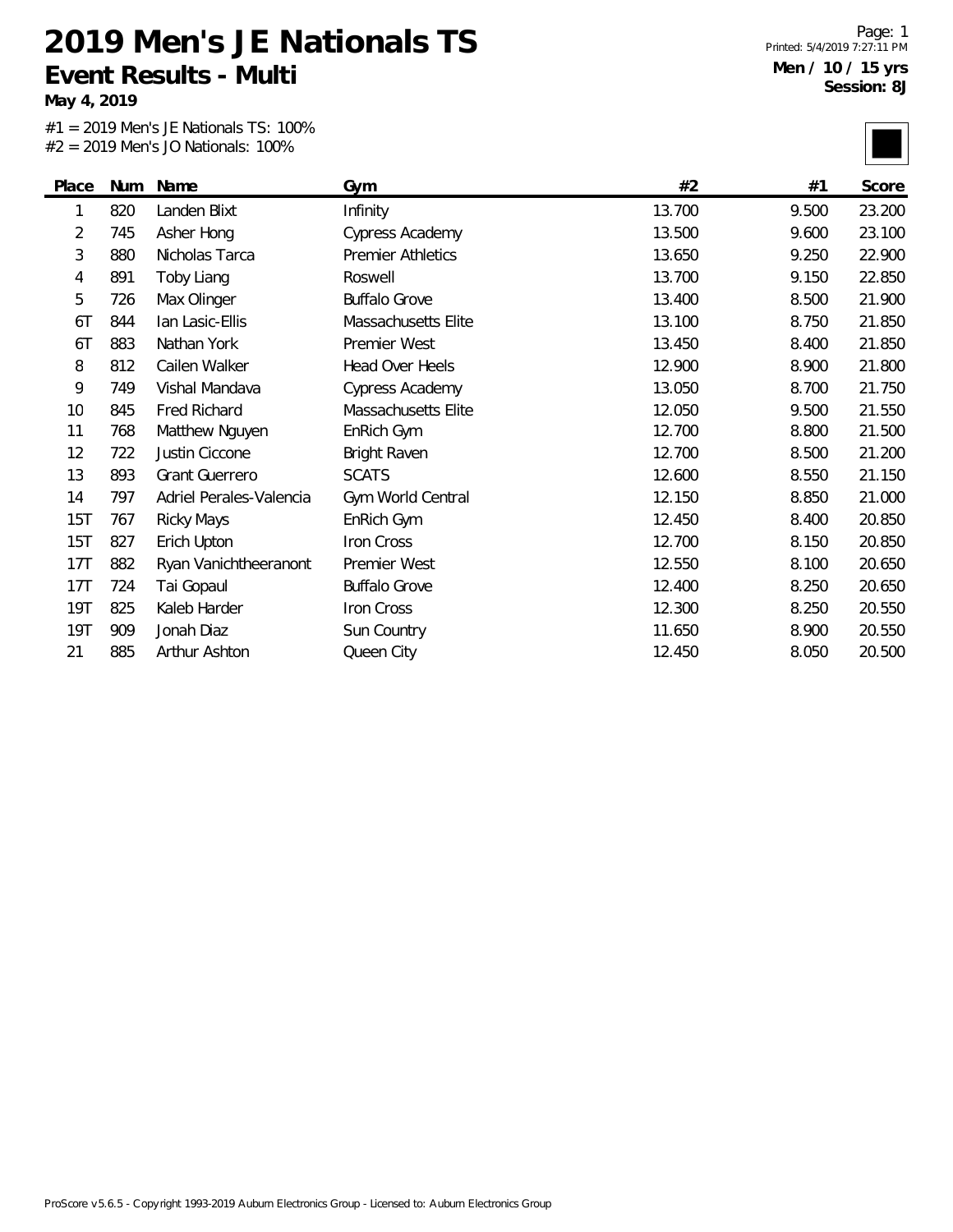# 2019 Men's JE Nationals TS

## Event Results - Multi

**May 4, 2019**

**Men / 10 / 15 yrs**
**Session: 8J**

#1 = 2019 Men's JE Nationals TS: 100%
#2 = 2019 Men's JO Nationals: 100%

| Place | Num | Name | Gym | #2 | #1 | Score |
|---|---|---|---|---|---|---|
| 1 | 820 | Landen Blixt | Infinity | 13.700 | 9.500 | 23.200 |
| 2 | 745 | Asher Hong | Cypress Academy | 13.500 | 9.600 | 23.100 |
| 3 | 880 | Nicholas Tarca | Premier Athletics | 13.650 | 9.250 | 22.900 |
| 4 | 891 | Toby Liang | Roswell | 13.700 | 9.150 | 22.850 |
| 5 | 726 | Max Olinger | Buffalo Grove | 13.400 | 8.500 | 21.900 |
| 6T | 844 | Ian Lasic-Ellis | Massachusetts Elite | 13.100 | 8.750 | 21.850 |
| 6T | 883 | Nathan York | Premier West | 13.450 | 8.400 | 21.850 |
| 8 | 812 | Cailen Walker | Head Over Heels | 12.900 | 8.900 | 21.800 |
| 9 | 749 | Vishal Mandava | Cypress Academy | 13.050 | 8.700 | 21.750 |
| 10 | 845 | Fred Richard | Massachusetts Elite | 12.050 | 9.500 | 21.550 |
| 11 | 768 | Matthew Nguyen | EnRich Gym | 12.700 | 8.800 | 21.500 |
| 12 | 722 | Justin Ciccone | Bright Raven | 12.700 | 8.500 | 21.200 |
| 13 | 893 | Grant Guerrero | SCATS | 12.600 | 8.550 | 21.150 |
| 14 | 797 | Adriel Perales-Valencia | Gym World Central | 12.150 | 8.850 | 21.000 |
| 15T | 767 | Ricky Mays | EnRich Gym | 12.450 | 8.400 | 20.850 |
| 15T | 827 | Erich Upton | Iron Cross | 12.700 | 8.150 | 20.850 |
| 17T | 882 | Ryan Vanichtheeranont | Premier West | 12.550 | 8.100 | 20.650 |
| 17T | 724 | Tai Gopaul | Buffalo Grove | 12.400 | 8.250 | 20.650 |
| 19T | 825 | Kaleb Harder | Iron Cross | 12.300 | 8.250 | 20.550 |
| 19T | 909 | Jonah Diaz | Sun Country | 11.650 | 8.900 | 20.550 |
| 21 | 885 | Arthur Ashton | Queen City | 12.450 | 8.050 | 20.500 |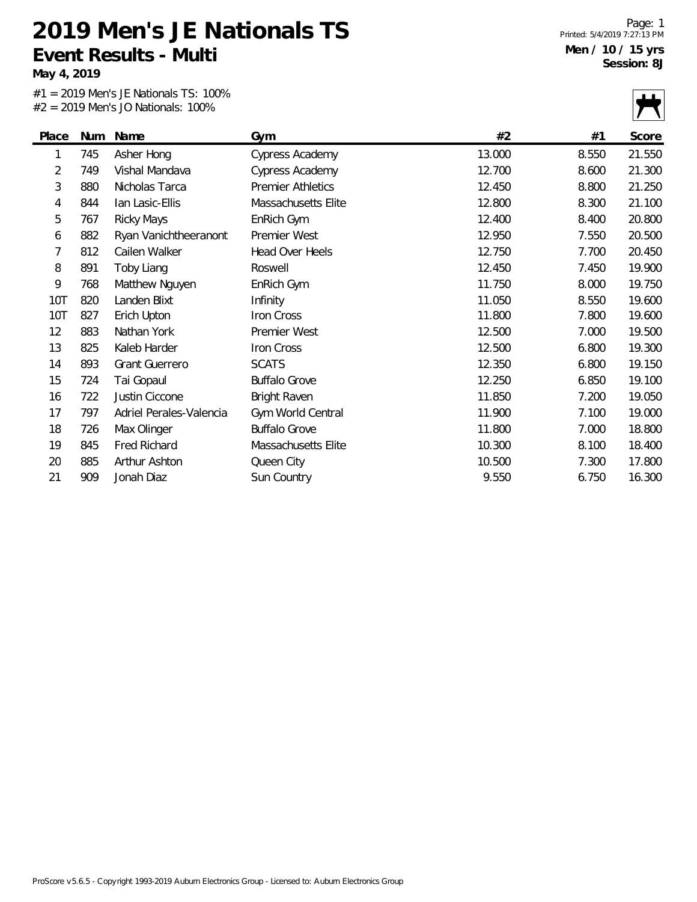# 2019 Men's JE Nationals TS

## Event Results - Multi

**May 4, 2019**

**Men / 10 / 15 yrs**
**Session: 8J**

#1 = 2019 Men's JE Nationals TS: 100%
#2 = 2019 Men's JO Nationals: 100%

| Place | Num | Name | Gym | #2 | #1 | Score |
|---|---|---|---|---|---|---|
| 1 | 745 | Asher Hong | Cypress Academy | 13.000 | 8.550 | 21.550 |
| 2 | 749 | Vishal Mandava | Cypress Academy | 12.700 | 8.600 | 21.300 |
| 3 | 880 | Nicholas Tarca | Premier Athletics | 12.450 | 8.800 | 21.250 |
| 4 | 844 | Ian Lasic-Ellis | Massachusetts Elite | 12.800 | 8.300 | 21.100 |
| 5 | 767 | Ricky Mays | EnRich Gym | 12.400 | 8.400 | 20.800 |
| 6 | 882 | Ryan Vanichtheeranont | Premier West | 12.950 | 7.550 | 20.500 |
| 7 | 812 | Cailen Walker | Head Over Heels | 12.750 | 7.700 | 20.450 |
| 8 | 891 | Toby Liang | Roswell | 12.450 | 7.450 | 19.900 |
| 9 | 768 | Matthew Nguyen | EnRich Gym | 11.750 | 8.000 | 19.750 |
| 10T | 820 | Landen Blixt | Infinity | 11.050 | 8.550 | 19.600 |
| 10T | 827 | Erich Upton | Iron Cross | 11.800 | 7.800 | 19.600 |
| 12 | 883 | Nathan York | Premier West | 12.500 | 7.000 | 19.500 |
| 13 | 825 | Kaleb Harder | Iron Cross | 12.500 | 6.800 | 19.300 |
| 14 | 893 | Grant Guerrero | SCATS | 12.350 | 6.800 | 19.150 |
| 15 | 724 | Tai Gopaul | Buffalo Grove | 12.250 | 6.850 | 19.100 |
| 16 | 722 | Justin Ciccone | Bright Raven | 11.850 | 7.200 | 19.050 |
| 17 | 797 | Adriel Perales-Valencia | Gym World Central | 11.900 | 7.100 | 19.000 |
| 18 | 726 | Max Olinger | Buffalo Grove | 11.800 | 7.000 | 18.800 |
| 19 | 845 | Fred Richard | Massachusetts Elite | 10.300 | 8.100 | 18.400 |
| 20 | 885 | Arthur Ashton | Queen City | 10.500 | 7.300 | 17.800 |
| 21 | 909 | Jonah Diaz | Sun Country | 9.550 | 6.750 | 16.300 |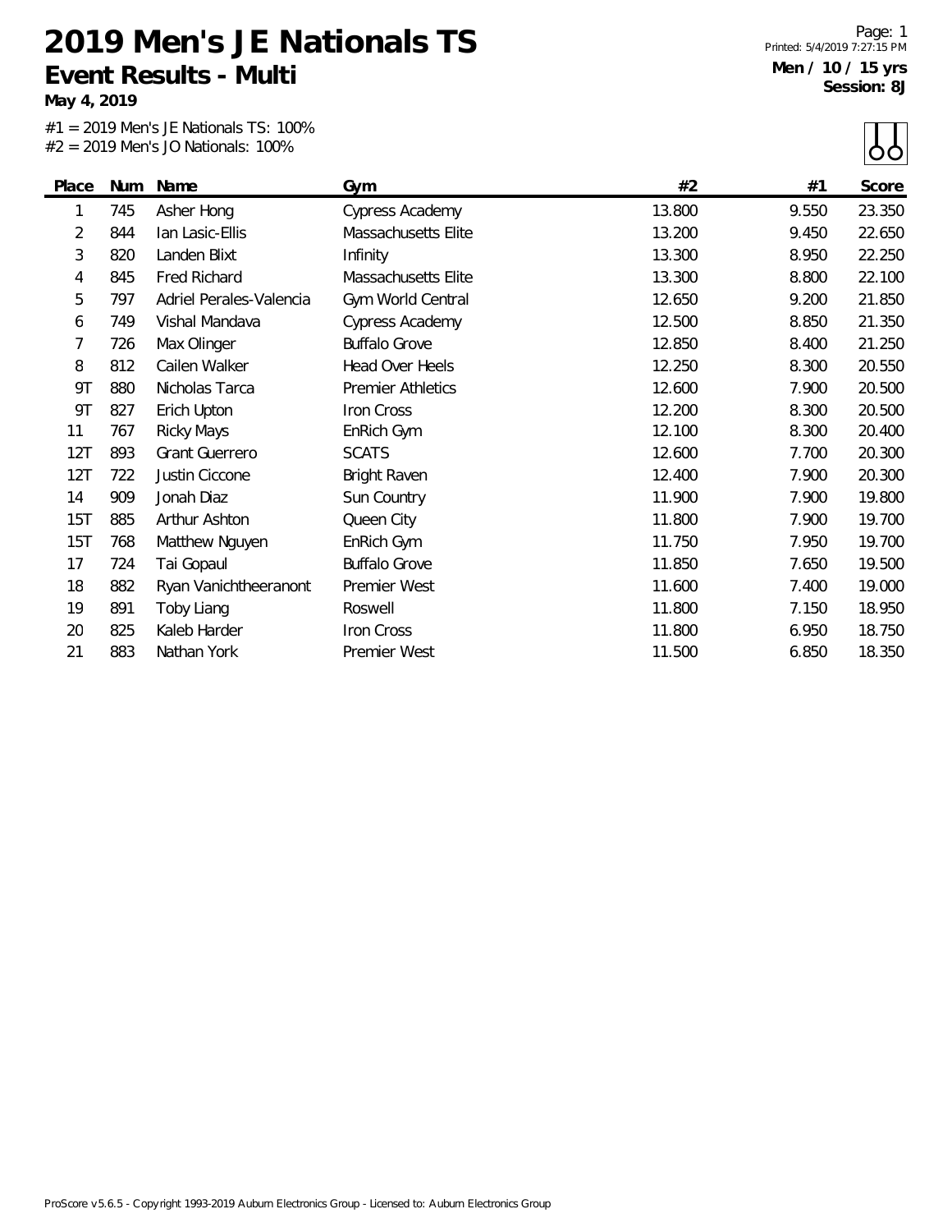# 2019 Men's JE Nationals TS

## Event Results - Multi

**May 4, 2019**

Printed: 5/4/2019 7:27:15 PM

**Men / 10 / 15 yrs**
**Session: 8J**

#1 = 2019 Men's JE Nationals TS: 100%
#2 = 2019 Men's JO Nationals: 100%

| Place | Num | Name | Gym | #2 | #1 | Score |
|---|---|---|---|---|---|---|
| 1 | 745 | Asher Hong | Cypress Academy | 13.800 | 9.550 | 23.350 |
| 2 | 844 | Ian Lasic-Ellis | Massachusetts Elite | 13.200 | 9.450 | 22.650 |
| 3 | 820 | Landen Blixt | Infinity | 13.300 | 8.950 | 22.250 |
| 4 | 845 | Fred Richard | Massachusetts Elite | 13.300 | 8.800 | 22.100 |
| 5 | 797 | Adriel Perales-Valencia | Gym World Central | 12.650 | 9.200 | 21.850 |
| 6 | 749 | Vishal Mandava | Cypress Academy | 12.500 | 8.850 | 21.350 |
| 7 | 726 | Max Olinger | Buffalo Grove | 12.850 | 8.400 | 21.250 |
| 8 | 812 | Cailen Walker | Head Over Heels | 12.250 | 8.300 | 20.550 |
| 9T | 880 | Nicholas Tarca | Premier Athletics | 12.600 | 7.900 | 20.500 |
| 9T | 827 | Erich Upton | Iron Cross | 12.200 | 8.300 | 20.500 |
| 11 | 767 | Ricky Mays | EnRich Gym | 12.100 | 8.300 | 20.400 |
| 12T | 893 | Grant Guerrero | SCATS | 12.600 | 7.700 | 20.300 |
| 12T | 722 | Justin Ciccone | Bright Raven | 12.400 | 7.900 | 20.300 |
| 14 | 909 | Jonah Diaz | Sun Country | 11.900 | 7.900 | 19.800 |
| 15T | 885 | Arthur Ashton | Queen City | 11.800 | 7.900 | 19.700 |
| 15T | 768 | Matthew Nguyen | EnRich Gym | 11.750 | 7.950 | 19.700 |
| 17 | 724 | Tai Gopaul | Buffalo Grove | 11.850 | 7.650 | 19.500 |
| 18 | 882 | Ryan Vanichtheeranont | Premier West | 11.600 | 7.400 | 19.000 |
| 19 | 891 | Toby Liang | Roswell | 11.800 | 7.150 | 18.950 |
| 20 | 825 | Kaleb Harder | Iron Cross | 11.800 | 6.950 | 18.750 |
| 21 | 883 | Nathan York | Premier West | 11.500 | 6.850 | 18.350 |

ProScore v5.6.5 - Copyright 1993-2019 Auburn Electronics Group - Licensed to: Auburn Electronics Group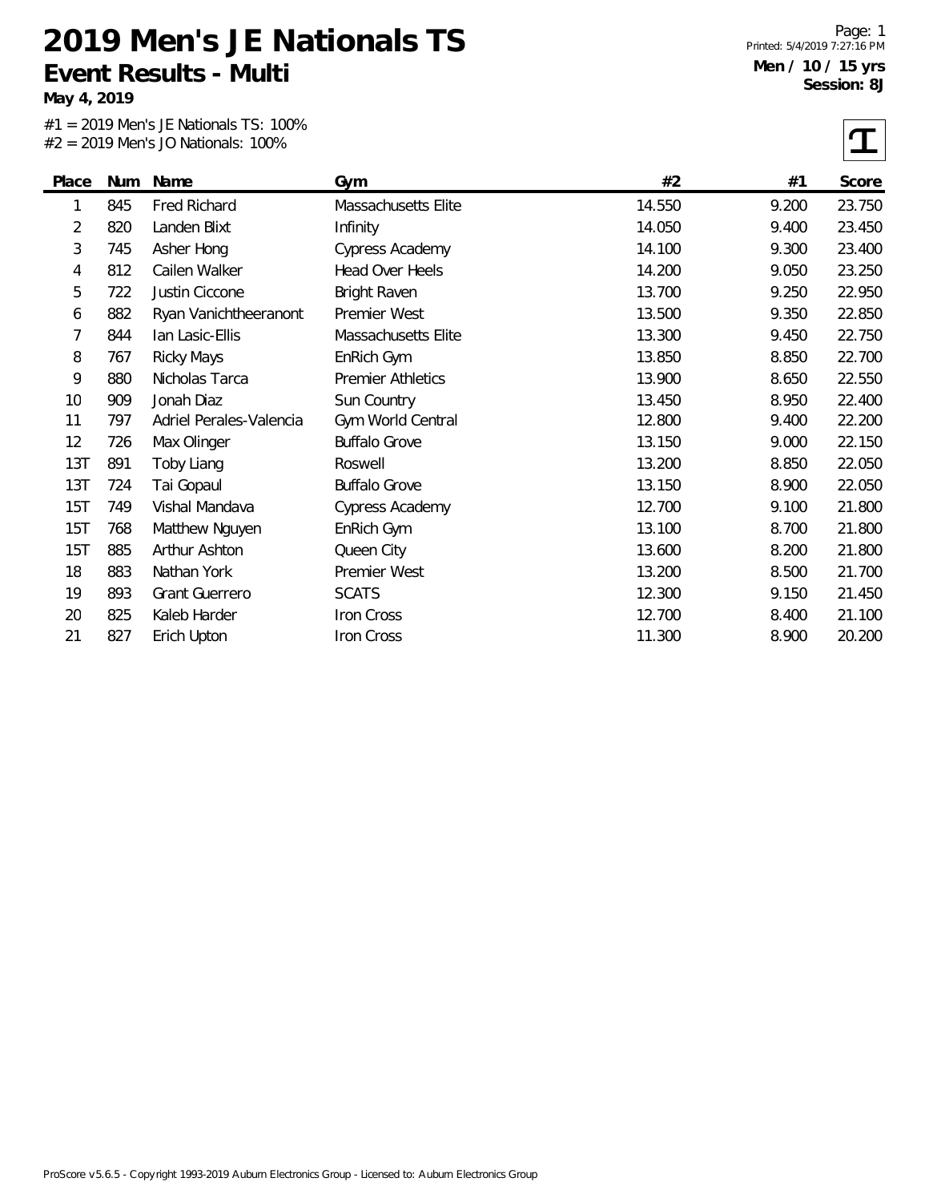# 2019 Men's JE Nationals TS

## Event Results - Multi

**May 4, 2019**

**Men / 10 / 15 yrs**
**Session: 8J**

#1 = 2019 Men's JE Nationals TS: 100%
#2 = 2019 Men's JO Nationals: 100%

| Place | Num | Name | Gym | #2 | #1 | Score |
|---|---|---|---|---|---|---|
| 1 | 845 | Fred Richard | Massachusetts Elite | 14.550 | 9.200 | 23.750 |
| 2 | 820 | Landen Blixt | Infinity | 14.050 | 9.400 | 23.450 |
| 3 | 745 | Asher Hong | Cypress Academy | 14.100 | 9.300 | 23.400 |
| 4 | 812 | Cailen Walker | Head Over Heels | 14.200 | 9.050 | 23.250 |
| 5 | 722 | Justin Ciccone | Bright Raven | 13.700 | 9.250 | 22.950 |
| 6 | 882 | Ryan Vanichtheeranont | Premier West | 13.500 | 9.350 | 22.850 |
| 7 | 844 | Ian Lasic-Ellis | Massachusetts Elite | 13.300 | 9.450 | 22.750 |
| 8 | 767 | Ricky Mays | EnRich Gym | 13.850 | 8.850 | 22.700 |
| 9 | 880 | Nicholas Tarca | Premier Athletics | 13.900 | 8.650 | 22.550 |
| 10 | 909 | Jonah Diaz | Sun Country | 13.450 | 8.950 | 22.400 |
| 11 | 797 | Adriel Perales-Valencia | Gym World Central | 12.800 | 9.400 | 22.200 |
| 12 | 726 | Max Olinger | Buffalo Grove | 13.150 | 9.000 | 22.150 |
| 13T | 891 | Toby Liang | Roswell | 13.200 | 8.850 | 22.050 |
| 13T | 724 | Tai Gopaul | Buffalo Grove | 13.150 | 8.900 | 22.050 |
| 15T | 749 | Vishal Mandava | Cypress Academy | 12.700 | 9.100 | 21.800 |
| 15T | 768 | Matthew Nguyen | EnRich Gym | 13.100 | 8.700 | 21.800 |
| 15T | 885 | Arthur Ashton | Queen City | 13.600 | 8.200 | 21.800 |
| 18 | 883 | Nathan York | Premier West | 13.200 | 8.500 | 21.700 |
| 19 | 893 | Grant Guerrero | SCATS | 12.300 | 9.150 | 21.450 |
| 20 | 825 | Kaleb Harder | Iron Cross | 12.700 | 8.400 | 21.100 |
| 21 | 827 | Erich Upton | Iron Cross | 11.300 | 8.900 | 20.200 |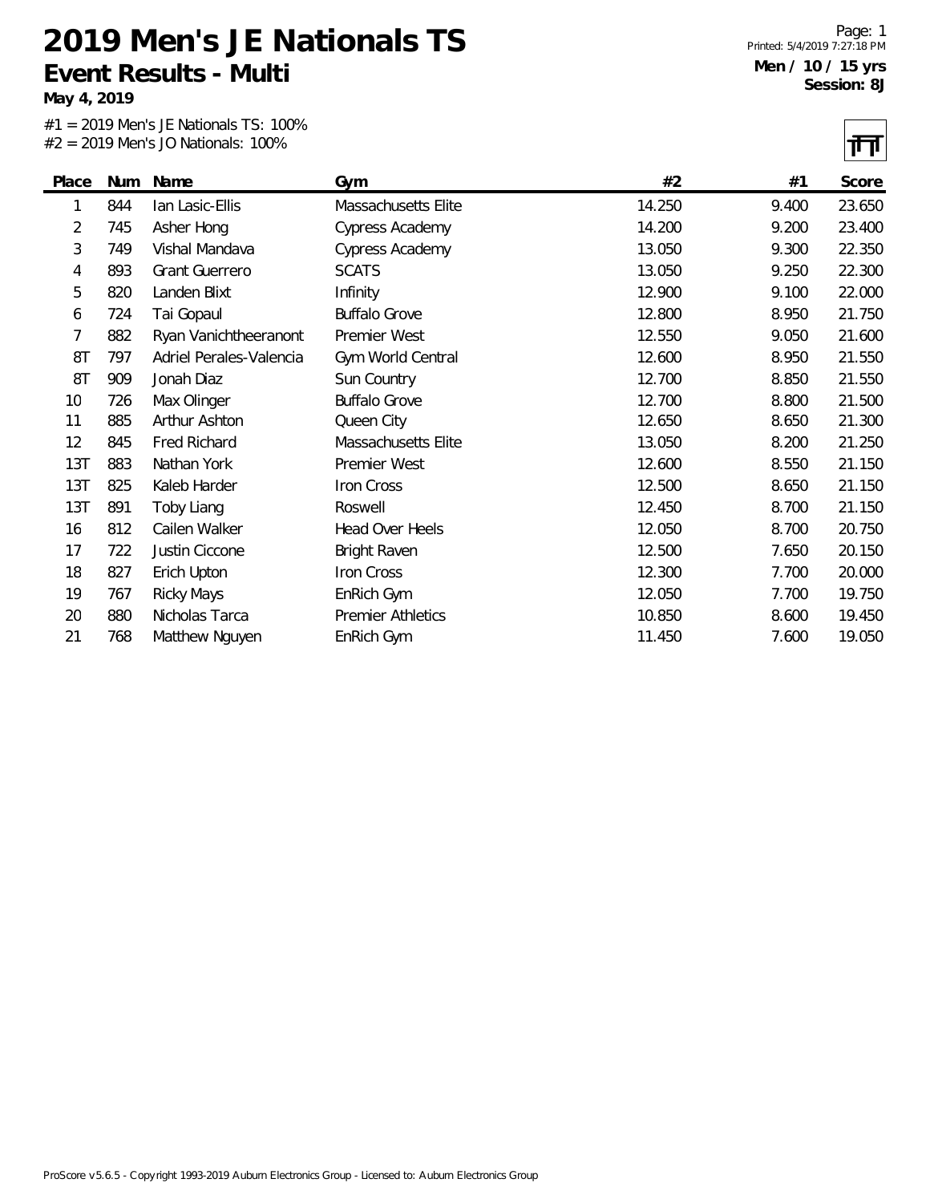# 2019 Men's JE Nationals TS

## Event Results - Multi

**May 4, 2019**

**Men / 10 / 15 yrs**
**Session: 8J**

#1 = 2019 Men's JE Nationals TS: 100%
#2 = 2019 Men's JO Nationals: 100%

| Place | Num | Name | Gym | #2 | #1 | Score |
|---|---|---|---|---|---|---|
| 1 | 844 | Ian Lasic-Ellis | Massachusetts Elite | 14.250 | 9.400 | 23.650 |
| 2 | 745 | Asher Hong | Cypress Academy | 14.200 | 9.200 | 23.400 |
| 3 | 749 | Vishal Mandava | Cypress Academy | 13.050 | 9.300 | 22.350 |
| 4 | 893 | Grant Guerrero | SCATS | 13.050 | 9.250 | 22.300 |
| 5 | 820 | Landen Blixt | Infinity | 12.900 | 9.100 | 22.000 |
| 6 | 724 | Tai Gopaul | Buffalo Grove | 12.800 | 8.950 | 21.750 |
| 7 | 882 | Ryan Vanichtheeranont | Premier West | 12.550 | 9.050 | 21.600 |
| 8T | 797 | Adriel Perales-Valencia | Gym World Central | 12.600 | 8.950 | 21.550 |
| 8T | 909 | Jonah Diaz | Sun Country | 12.700 | 8.850 | 21.550 |
| 10 | 726 | Max Olinger | Buffalo Grove | 12.700 | 8.800 | 21.500 |
| 11 | 885 | Arthur Ashton | Queen City | 12.650 | 8.650 | 21.300 |
| 12 | 845 | Fred Richard | Massachusetts Elite | 13.050 | 8.200 | 21.250 |
| 13T | 883 | Nathan York | Premier West | 12.600 | 8.550 | 21.150 |
| 13T | 825 | Kaleb Harder | Iron Cross | 12.500 | 8.650 | 21.150 |
| 13T | 891 | Toby Liang | Roswell | 12.450 | 8.700 | 21.150 |
| 16 | 812 | Cailen Walker | Head Over Heels | 12.050 | 8.700 | 20.750 |
| 17 | 722 | Justin Ciccone | Bright Raven | 12.500 | 7.650 | 20.150 |
| 18 | 827 | Erich Upton | Iron Cross | 12.300 | 7.700 | 20.000 |
| 19 | 767 | Ricky Mays | EnRich Gym | 12.050 | 7.700 | 19.750 |
| 20 | 880 | Nicholas Tarca | Premier Athletics | 10.850 | 8.600 | 19.450 |
| 21 | 768 | Matthew Nguyen | EnRich Gym | 11.450 | 7.600 | 19.050 |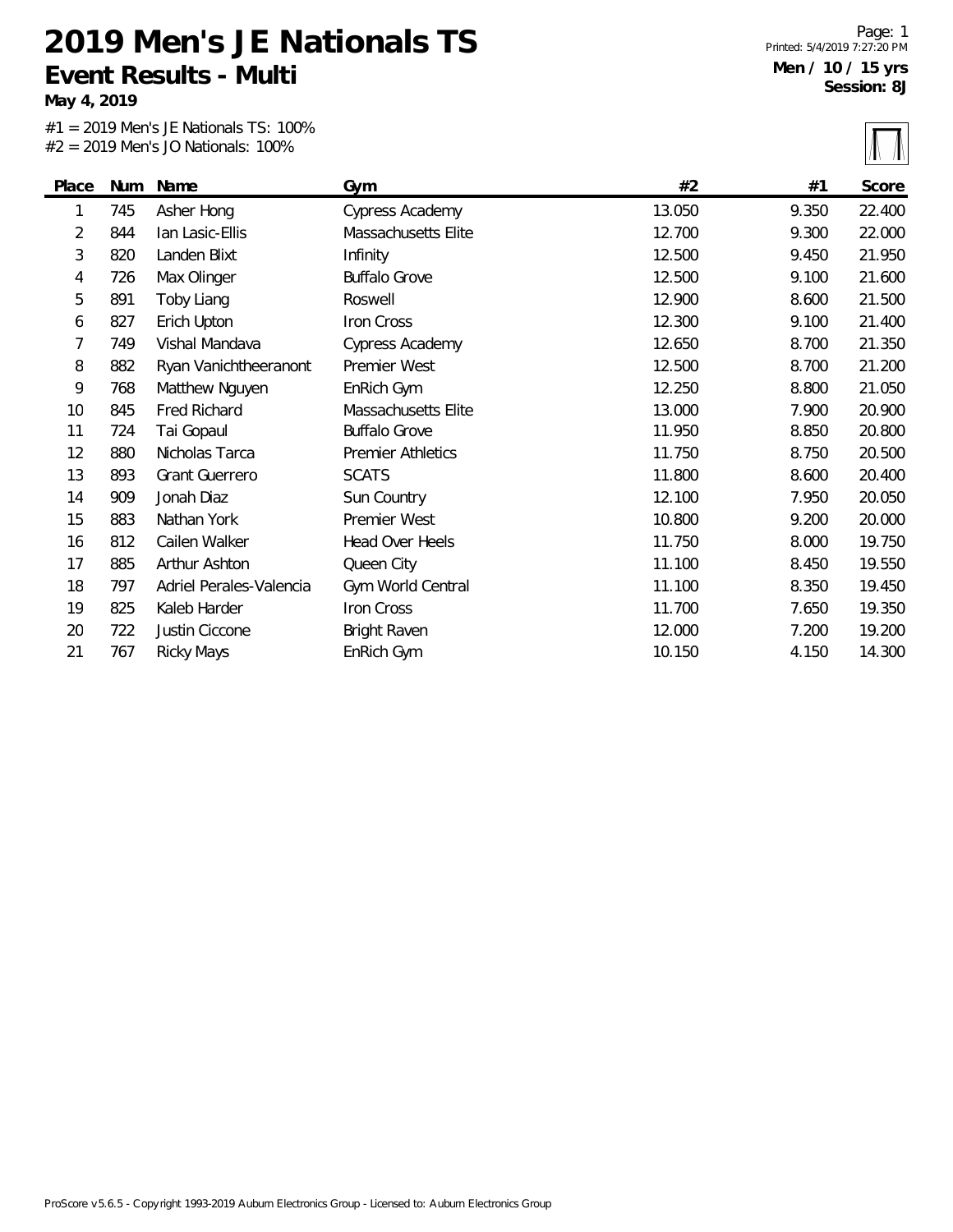# 2019 Men's JE Nationals TS

## Event Results - Multi

**May 4, 2019**

Printed: 5/4/2019 7:27:20 PM

**Men / 10 / 15 yrs**
**Session: 8J**

#1 = 2019 Men's JE Nationals TS: 100%
#2 = 2019 Men's JO Nationals: 100%

| Place | Num | Name | Gym | #2 | #1 | Score |
|---|---|---|---|---|---|---|
| 1 | 745 | Asher Hong | Cypress Academy | 13.050 | 9.350 | 22.400 |
| 2 | 844 | Ian Lasic-Ellis | Massachusetts Elite | 12.700 | 9.300 | 22.000 |
| 3 | 820 | Landen Blixt | Infinity | 12.500 | 9.450 | 21.950 |
| 4 | 726 | Max Olinger | Buffalo Grove | 12.500 | 9.100 | 21.600 |
| 5 | 891 | Toby Liang | Roswell | 12.900 | 8.600 | 21.500 |
| 6 | 827 | Erich Upton | Iron Cross | 12.300 | 9.100 | 21.400 |
| 7 | 749 | Vishal Mandava | Cypress Academy | 12.650 | 8.700 | 21.350 |
| 8 | 882 | Ryan Vanichtheeranont | Premier West | 12.500 | 8.700 | 21.200 |
| 9 | 768 | Matthew Nguyen | EnRich Gym | 12.250 | 8.800 | 21.050 |
| 10 | 845 | Fred Richard | Massachusetts Elite | 13.000 | 7.900 | 20.900 |
| 11 | 724 | Tai Gopaul | Buffalo Grove | 11.950 | 8.850 | 20.800 |
| 12 | 880 | Nicholas Tarca | Premier Athletics | 11.750 | 8.750 | 20.500 |
| 13 | 893 | Grant Guerrero | SCATS | 11.800 | 8.600 | 20.400 |
| 14 | 909 | Jonah Diaz | Sun Country | 12.100 | 7.950 | 20.050 |
| 15 | 883 | Nathan York | Premier West | 10.800 | 9.200 | 20.000 |
| 16 | 812 | Cailen Walker | Head Over Heels | 11.750 | 8.000 | 19.750 |
| 17 | 885 | Arthur Ashton | Queen City | 11.100 | 8.450 | 19.550 |
| 18 | 797 | Adriel Perales-Valencia | Gym World Central | 11.100 | 8.350 | 19.450 |
| 19 | 825 | Kaleb Harder | Iron Cross | 11.700 | 7.650 | 19.350 |
| 20 | 722 | Justin Ciccone | Bright Raven | 12.000 | 7.200 | 19.200 |
| 21 | 767 | Ricky Mays | EnRich Gym | 10.150 | 4.150 | 14.300 |

ProScore v5.6.5 - Copyright 1993-2019 Auburn Electronics Group - Licensed to: Auburn Electronics Group